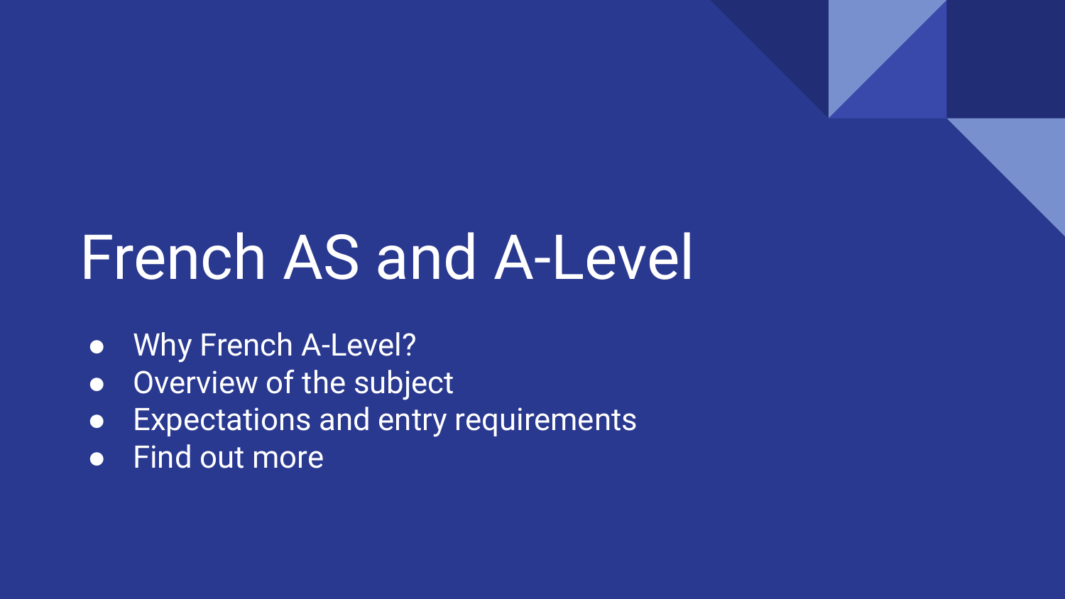# French AS and A-Level

- Why French A-Level?
- Overview of the subject
- Expectations and entry requirements
- Find out more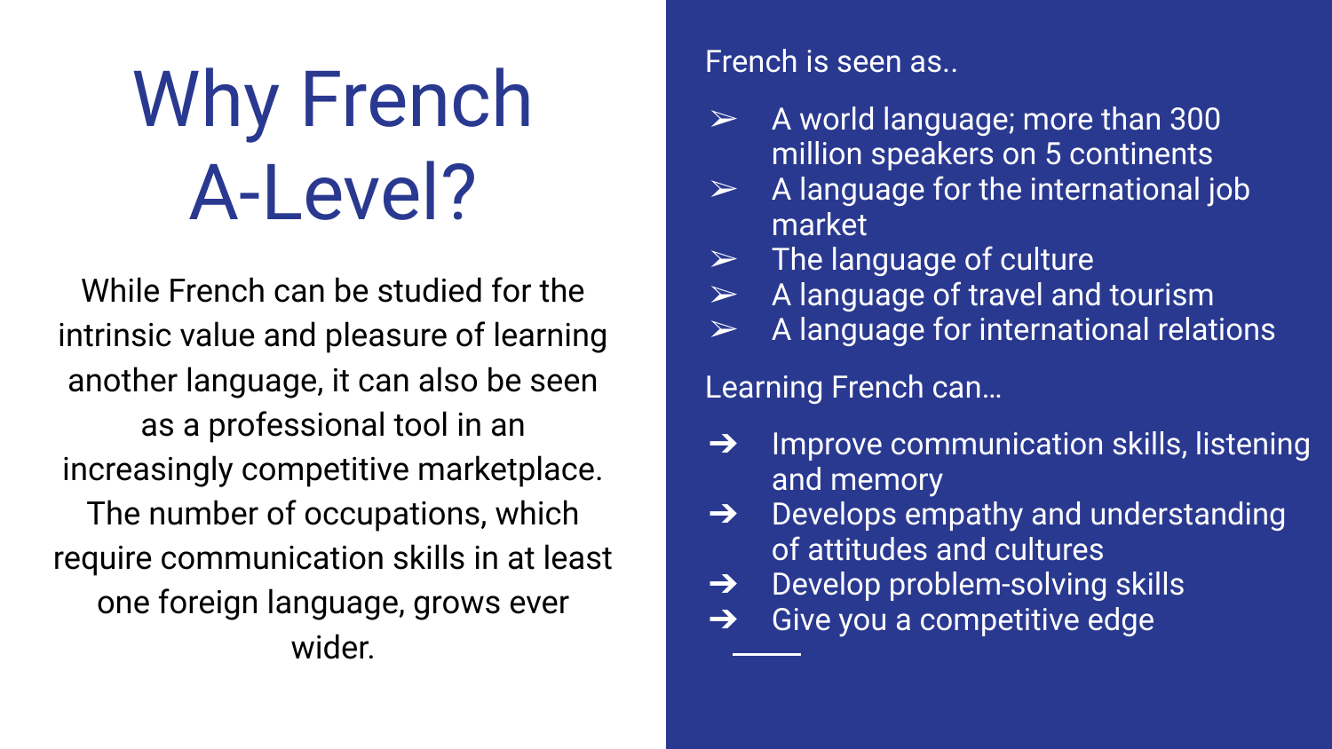# Why French A-Level?

While French can be studied for the intrinsic value and pleasure of learning another language, it can also be seen as a professional tool in an increasingly competitive marketplace. The number of occupations, which require communication skills in at least one foreign language, grows ever wider.

French is seen as..

- A world language; more than 300 million speakers on 5 continents
- A language for the international job market
- The language of culture
- A language of travel and tourism
- A language for international relations

Learning French can...

- Improve communication skills, listening and memory
- Develops empathy and understanding of attitudes and cultures
- Develop problem-solving skills
- Give you a competitive edge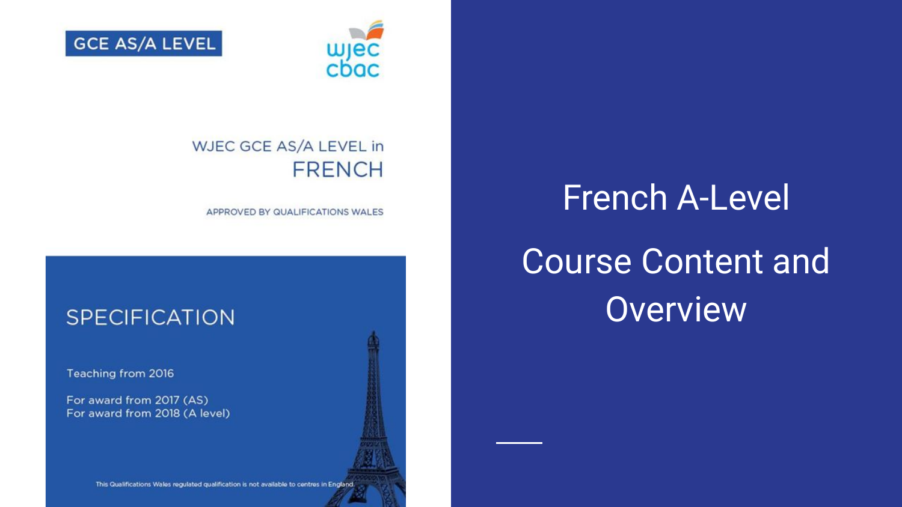GCE AS/A LEVEL

WJEC GCE AS/A LEVEL in
FRENCH

APPROVED BY QUALIFICATIONS WALES

SPECIFICATION

Teaching from 2016

For award from 2017 (AS)
For award from 2018 (A level)

This Qualifications Wales regulated qualification is not available to centres in England.

# French A-Level

## Course Content and Overview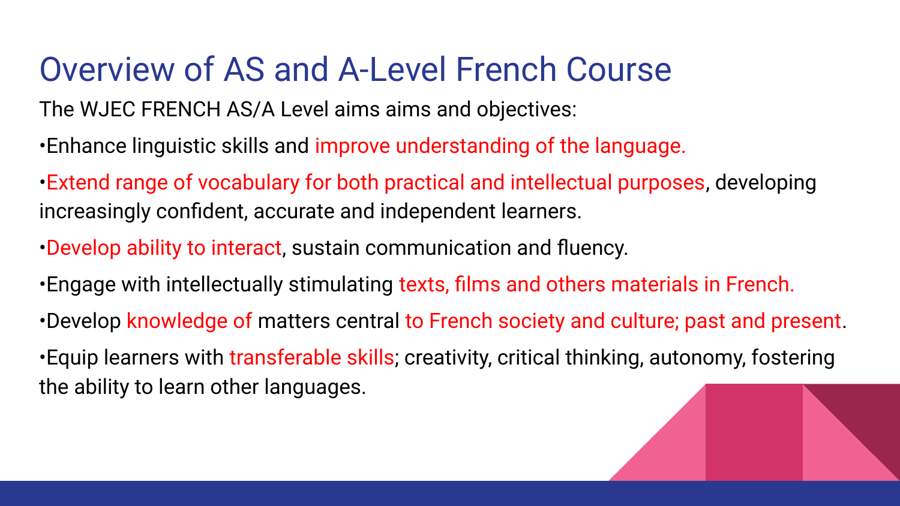# Overview of AS and A-Level French Course

The WJEC FRENCH AS/A Level aims aims and objectives:

- Enhance linguistic skills and improve understanding of the language.
- Extend range of vocabulary for both practical and intellectual purposes, developing increasingly confident, accurate and independent learners.
- Develop ability to interact, sustain communication and fluency.
- Engage with intellectually stimulating texts, films and others materials in French.
- Develop knowledge of matters central to French society and culture; past and present.
- Equip learners with transferable skills; creativity, critical thinking, autonomy, fostering the ability to learn other languages.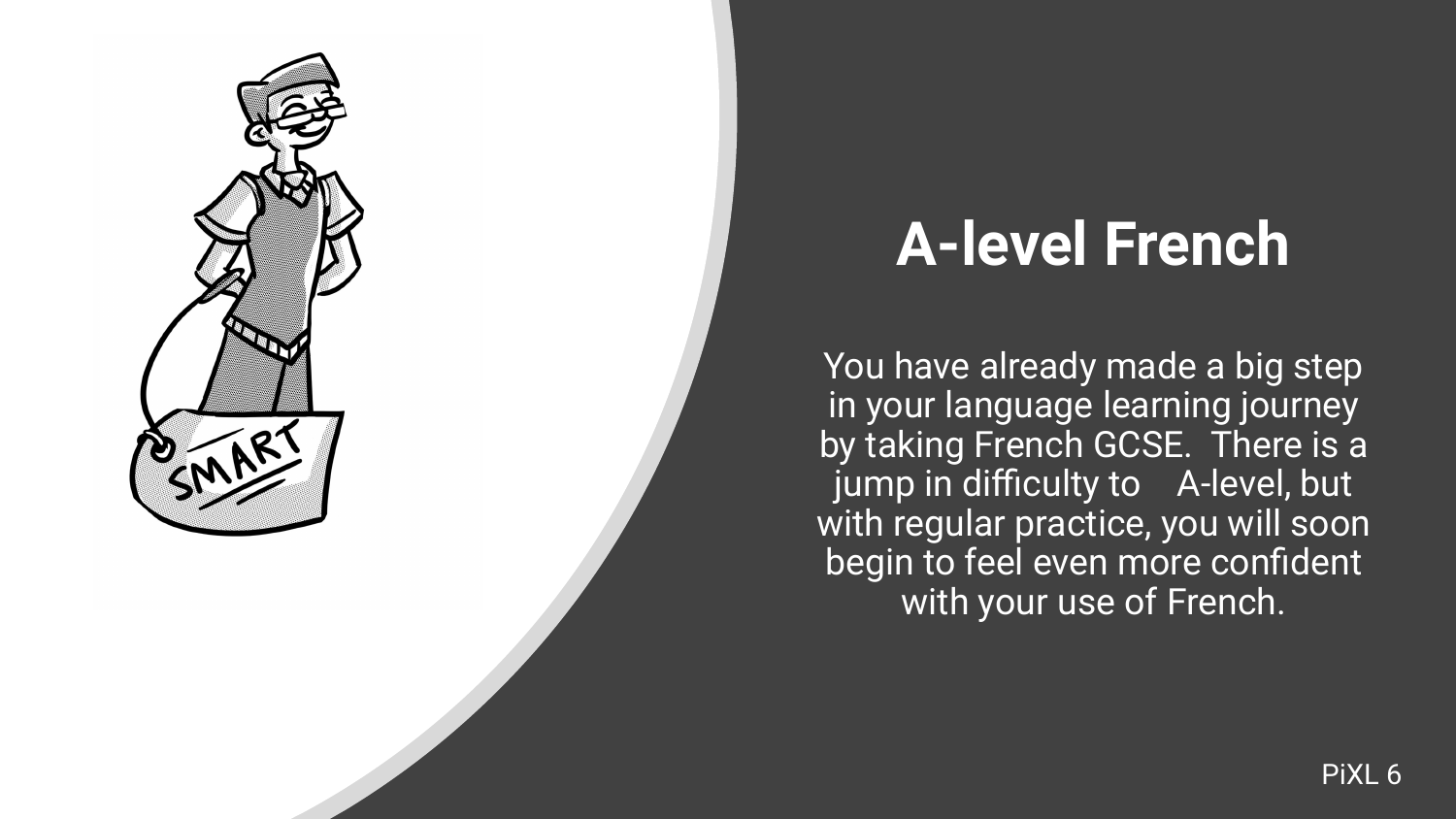# A-level French

You have already made a big step in your language learning journey by taking French GCSE. There is a jump in difficulty to A-level, but with regular practice, you will soon begin to feel even more confident with your use of French.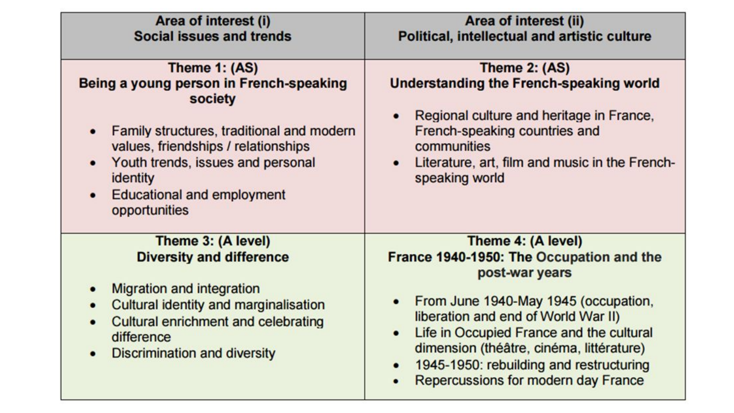| Area of interest (i)<br>Social issues and trends | Area of interest (ii)<br>Political, intellectual and artistic culture |
|---|---|
| **Theme 1: (AS)**<br>**Being a young person in French-speaking society**<br><br>• Family structures, traditional and modern values, friendships / relationships<br>• Youth trends, issues and personal identity<br>• Educational and employment opportunities | **Theme 2: (AS)**<br>**Understanding the French-speaking world**<br><br>• Regional culture and heritage in France, French-speaking countries and communities<br>• Literature, art, film and music in the French-speaking world |
| **Theme 3: (A level)**<br>**Diversity and difference**<br><br>• Migration and integration<br>• Cultural identity and marginalisation<br>• Cultural enrichment and celebrating difference<br>• Discrimination and diversity | **Theme 4: (A level)**<br>**France 1940-1950: The Occupation and the post-war years**<br><br>• From June 1940-May 1945 (occupation, liberation and end of World War II)<br>• Life in Occupied France and the cultural dimension (théâtre, cinéma, littérature)<br>• 1945-1950: rebuilding and restructuring<br>• Repercussions for modern day France |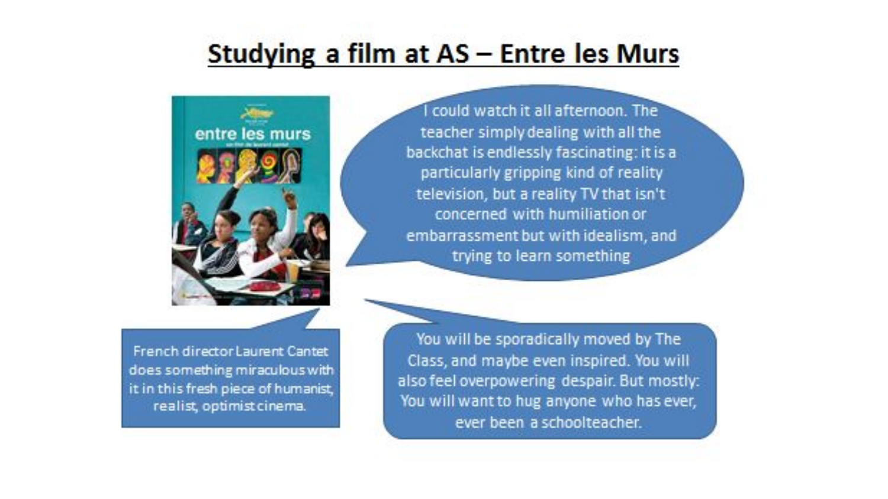# Studying a film at AS – Entre les Murs

I could watch it all afternoon. The teacher simply dealing with all the backchat is endlessly fascinating: it is a particularly gripping kind of reality television, but a reality TV that isn't concerned with humiliation or embarrassment but with idealism, and trying to learn something

French director Laurent Cantet does something miraculous with it in this fresh piece of humanist, realist, optimist cinema.

You will be sporadically moved by The Class, and maybe even inspired. You will also feel overpowering despair. But mostly: You will want to hug anyone who has ever, ever been a schoolteacher.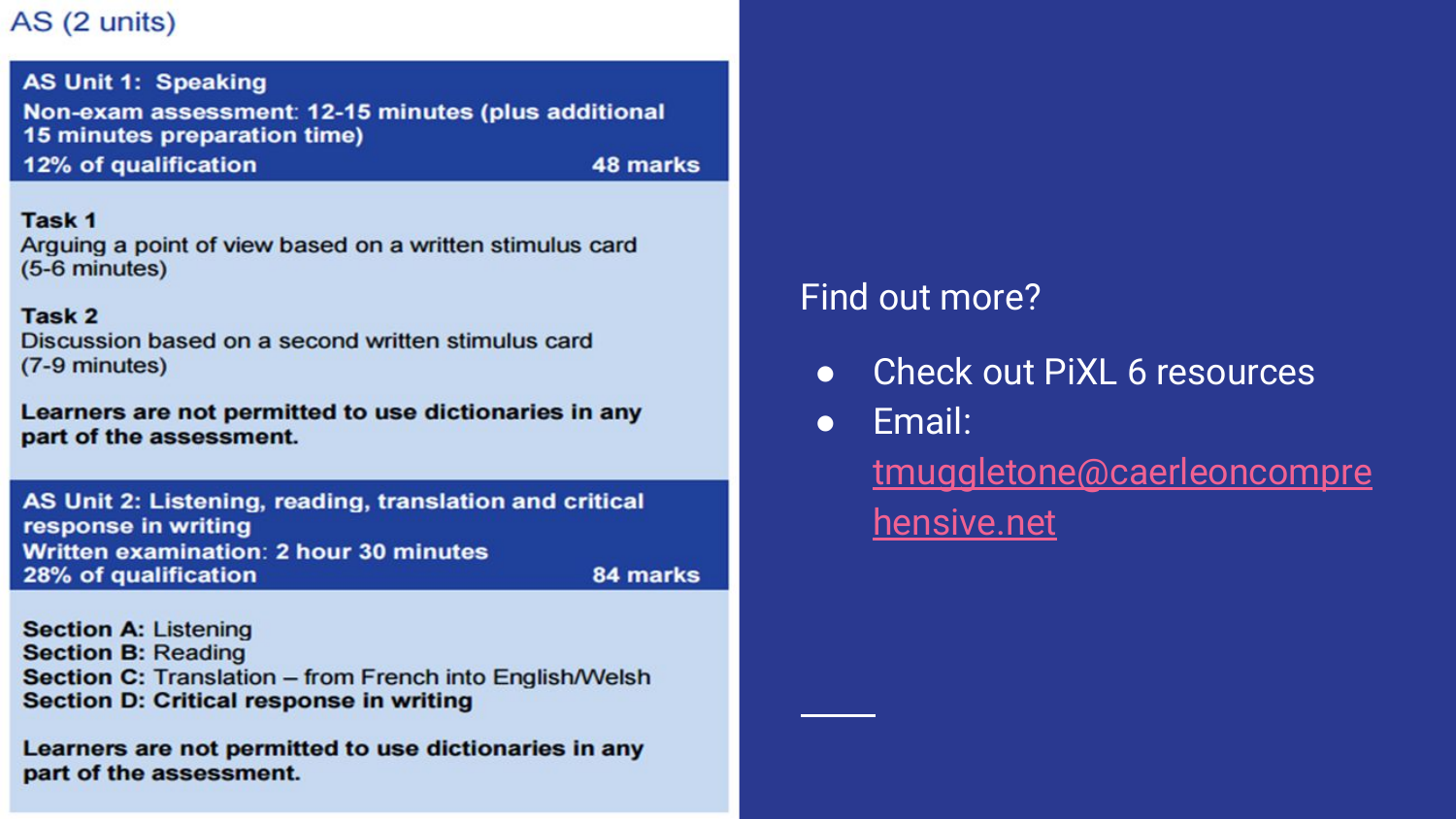## AS (2 units)

**AS Unit 1: Speaking**
**Non-exam assessment: 12-15 minutes (plus additional 15 minutes preparation time)**
**12% of qualification** — **48 marks**

**Task 1**
Arguing a point of view based on a written stimulus card (5-6 minutes)

**Task 2**
Discussion based on a second written stimulus card (7-9 minutes)

**Learners are not permitted to use dictionaries in any part of the assessment.**

**AS Unit 2: Listening, reading, translation and critical response in writing**
**Written examination: 2 hour 30 minutes**
**28% of qualification** — **84 marks**

**Section A:** Listening
**Section B:** Reading
**Section C:** Translation – from French into English/Welsh
**Section D: Critical response in writing**

**Learners are not permitted to use dictionaries in any part of the assessment.**

Find out more?

- Check out PiXL 6 resources
- Email: tmuggletone@caerleoncomprehensive.net